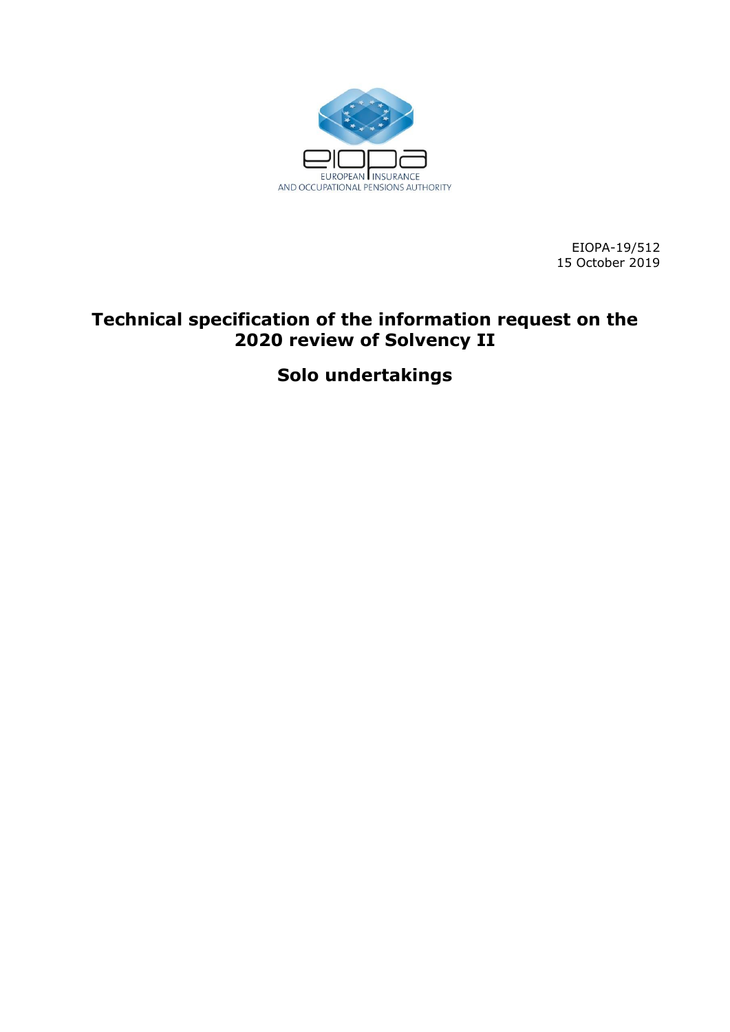EIOPA-19/512
15 October 2019

# Technical specification of the information request on the 2020 review of Solvency II

## Solo undertakings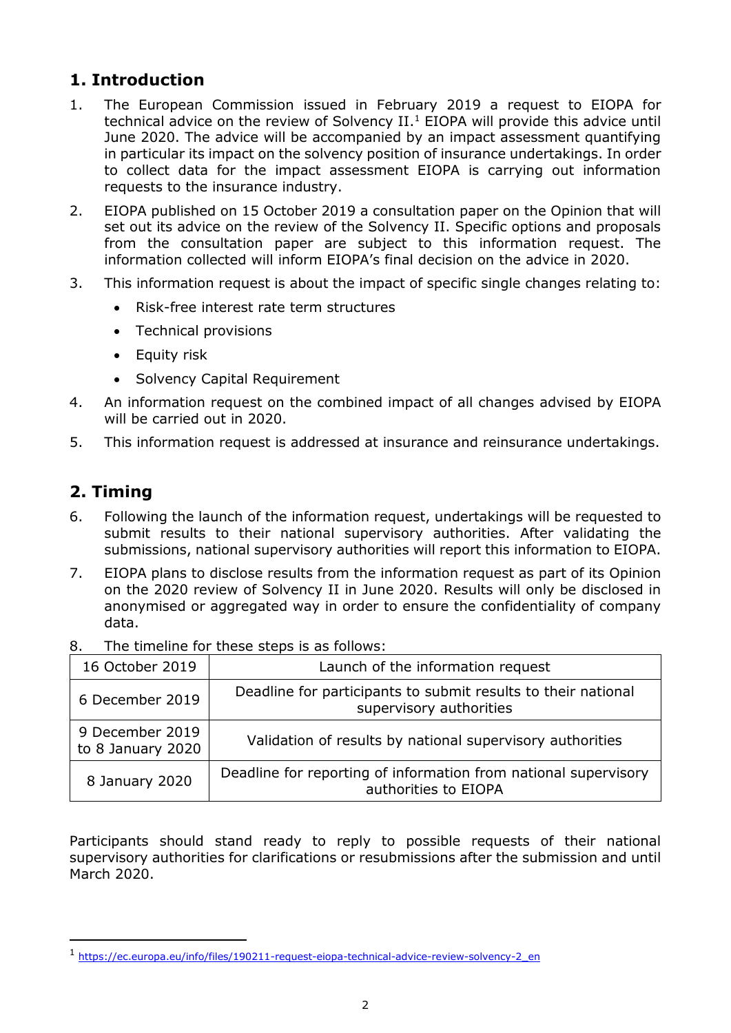## 1. Introduction

1. The European Commission issued in February 2019 a request to EIOPA for technical advice on the review of Solvency II.[1] EIOPA will provide this advice until June 2020. The advice will be accompanied by an impact assessment quantifying in particular its impact on the solvency position of insurance undertakings. In order to collect data for the impact assessment EIOPA is carrying out information requests to the insurance industry.
2. EIOPA published on 15 October 2019 a consultation paper on the Opinion that will set out its advice on the review of the Solvency II. Specific options and proposals from the consultation paper are subject to this information request. The information collected will inform EIOPA's final decision on the advice in 2020.
3. This information request is about the impact of specific single changes relating to:
    - Risk-free interest rate term structures
    - Technical provisions
    - Equity risk
    - Solvency Capital Requirement
4. An information request on the combined impact of all changes advised by EIOPA will be carried out in 2020.
5. This information request is addressed at insurance and reinsurance undertakings.

## 2. Timing

6. Following the launch of the information request, undertakings will be requested to submit results to their national supervisory authorities. After validating the submissions, national supervisory authorities will report this information to EIOPA.
7. EIOPA plans to disclose results from the information request as part of its Opinion on the 2020 review of Solvency II in June 2020. Results will only be disclosed in anonymised or aggregated way in order to ensure the confidentiality of company data.
8. The timeline for these steps is as follows:

| 16 October 2019 | Launch of the information request |
|---|---|
| 6 December 2019 | Deadline for participants to submit results to their national supervisory authorities |
| 9 December 2019 to 8 January 2020 | Validation of results by national supervisory authorities |
| 8 January 2020 | Deadline for reporting of information from national supervisory authorities to EIOPA |

Participants should stand ready to reply to possible requests of their national supervisory authorities for clarifications or resubmissions after the submission and until March 2020.

[1] https://ec.europa.eu/info/files/190211-request-eiopa-technical-advice-review-solvency-2_en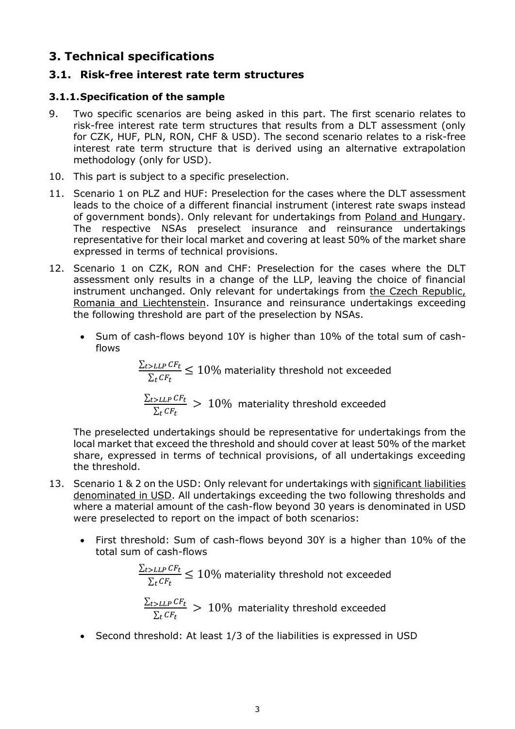# 3. Technical specifications

## 3.1. Risk-free interest rate term structures

### 3.1.1. Specification of the sample

9. Two specific scenarios are being asked in this part. The first scenario relates to risk-free interest rate term structures that results from a DLT assessment (only for CZK, HUF, PLN, RON, CHF & USD). The second scenario relates to a risk-free interest rate term structure that is derived using an alternative extrapolation methodology (only for USD).

10. This part is subject to a specific preselection.

11. Scenario 1 on PLZ and HUF: Preselection for the cases where the DLT assessment leads to the choice of a different financial instrument (interest rate swaps instead of government bonds). Only relevant for undertakings from Poland and Hungary. The respective NSAs preselect insurance and reinsurance undertakings representative for their local market and covering at least 50% of the market share expressed in terms of technical provisions.

12. Scenario 1 on CZK, RON and CHF: Preselection for the cases where the DLT assessment only results in a change of the LLP, leaving the choice of financial instrument unchanged. Only relevant for undertakings from the Czech Republic, Romania and Liechtenstein. Insurance and reinsurance undertakings exceeding the following threshold are part of the preselection by NSAs.

    - Sum of cash-flows beyond 10Y is higher than 10% of the total sum of cash-flows

    $$\frac{\sum_{t>LLP} CF_t}{\sum_t CF_t} \leq 10\% \text{ materiality threshold not exceeded}$$

    $$\frac{\sum_{t>LLP} CF_t}{\sum_t CF_t} > 10\% \text{ materiality threshold exceeded}$$

    The preselected undertakings should be representative for undertakings from the local market that exceed the threshold and should cover at least 50% of the market share, expressed in terms of technical provisions, of all undertakings exceeding the threshold.

13. Scenario 1 & 2 on the USD: Only relevant for undertakings with significant liabilities denominated in USD. All undertakings exceeding the two following thresholds and where a material amount of the cash-flow beyond 30 years is denominated in USD were preselected to report on the impact of both scenarios:

    - First threshold: Sum of cash-flows beyond 30Y is a higher than 10% of the total sum of cash-flows

    $$\frac{\sum_{t>LLP} CF_t}{\sum_t CF_t} \leq 10\% \text{ materiality threshold not exceeded}$$

    $$\frac{\sum_{t>LLP} CF_t}{\sum_t CF_t} > 10\% \text{ materiality threshold exceeded}$$

    - Second threshold: At least 1/3 of the liabilities is expressed in USD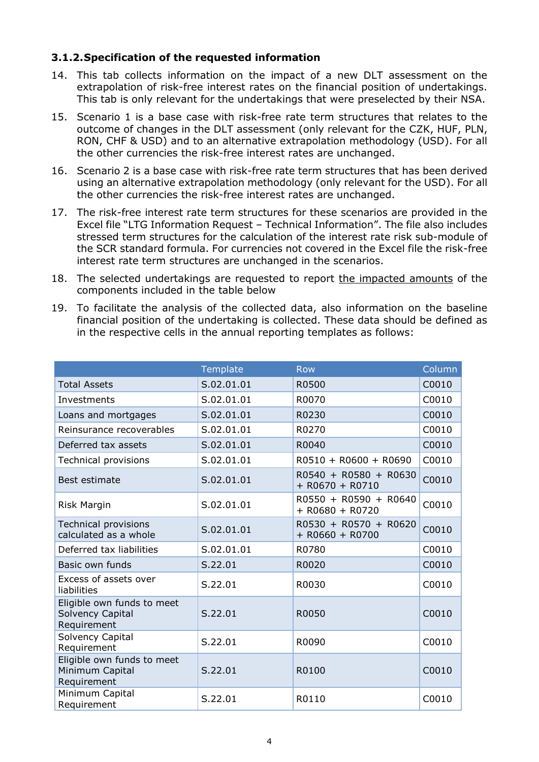### 3.1.2. Specification of the requested information

14. This tab collects information on the impact of a new DLT assessment on the extrapolation of risk-free interest rates on the financial position of undertakings. This tab is only relevant for the undertakings that were preselected by their NSA.
15. Scenario 1 is a base case with risk-free rate term structures that relates to the outcome of changes in the DLT assessment (only relevant for the CZK, HUF, PLN, RON, CHF & USD) and to an alternative extrapolation methodology (USD). For all the other currencies the risk-free interest rates are unchanged.
16. Scenario 2 is a base case with risk-free rate term structures that has been derived using an alternative extrapolation methodology (only relevant for the USD). For all the other currencies the risk-free interest rates are unchanged.
17. The risk-free interest rate term structures for these scenarios are provided in the Excel file "LTG Information Request – Technical Information". The file also includes stressed term structures for the calculation of the interest rate risk sub-module of the SCR standard formula. For currencies not covered in the Excel file the risk-free interest rate term structures are unchanged.
18. The selected undertakings are requested to report the impacted amounts of the components included in the table below
19. To facilitate the analysis of the collected data, also information on the baseline financial position of the undertaking is collected. These data should be defined as in the respective cells in the annual reporting templates as follows:

| | Template | Row | Column |
|---|---|---|---|
| Total Assets | S.02.01.01 | R0500 | C0010 |
| Investments | S.02.01.01 | R0070 | C0010 |
| Loans and mortgages | S.02.01.01 | R0230 | C0010 |
| Reinsurance recoverables | S.02.01.01 | R0270 | C0010 |
| Deferred tax assets | S.02.01.01 | R0040 | C0010 |
| Technical provisions | S.02.01.01 | R0510 + R0600 + R0690 | C0010 |
| Best estimate | S.02.01.01 | R0540 + R0580 + R0630 + R0670 + R0710 | C0010 |
| Risk Margin | S.02.01.01 | R0550 + R0590 + R0640 + R0680 + R0720 | C0010 |
| Technical provisions calculated as a whole | S.02.01.01 | R0530 + R0570 + R0620 + R0660 + R0700 | C0010 |
| Deferred tax liabilities | S.02.01.01 | R0780 | C0010 |
| Basic own funds | S.22.01 | R0020 | C0010 |
| Excess of assets over liabilities | S.22.01 | R0030 | C0010 |
| Eligible own funds to meet Solvency Capital Requirement | S.22.01 | R0050 | C0010 |
| Solvency Capital Requirement | S.22.01 | R0090 | C0010 |
| Eligible own funds to meet Minimum Capital Requirement | S.22.01 | R0100 | C0010 |
| Minimum Capital Requirement | S.22.01 | R0110 | C0010 |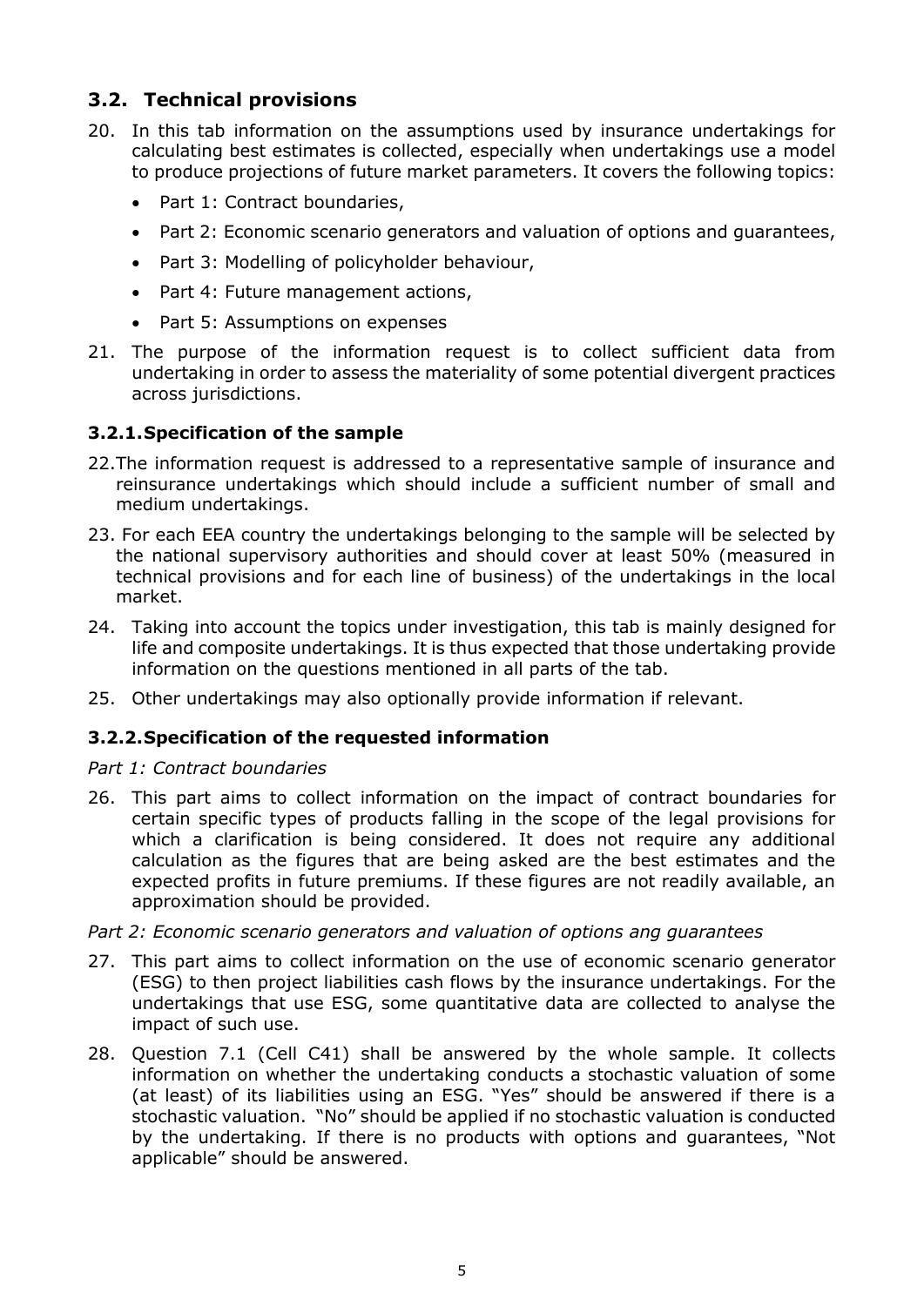## 3.2. Technical provisions

20. In this tab information on the assumptions used by insurance undertakings for calculating best estimates is collected, especially when undertakings use a model to produce projections of future market parameters. It covers the following topics:
    - Part 1: Contract boundaries,
    - Part 2: Economic scenario generators and valuation of options and guarantees,
    - Part 3: Modelling of policyholder behaviour,
    - Part 4: Future management actions,
    - Part 5: Assumptions on expenses
21. The purpose of the information request is to collect sufficient data from undertaking in order to assess the materiality of some potential divergent practices across jurisdictions.

### 3.2.1. Specification of the sample

22. The information request is addressed to a representative sample of insurance and reinsurance undertakings which should include a sufficient number of small and medium undertakings.
23. For each EEA country the undertakings belonging to the sample will be selected by the national supervisory authorities and should cover at least 50% (measured in technical provisions and for each line of business) of the undertakings in the local market.
24. Taking into account the topics under investigation, this tab is mainly designed for life and composite undertakings. It is thus expected that those undertaking provide information on the questions mentioned in all parts of the tab.
25. Other undertakings may also optionally provide information if relevant.

### 3.2.2. Specification of the requested information

*Part 1: Contract boundaries*

26. This part aims to collect information on the impact of contract boundaries for certain specific types of products falling in the scope of the legal provisions for which a clarification is being considered. It does not require any additional calculation as the figures that are being asked are the best estimates and the expected profits in future premiums. If these figures are not readily available, an approximation should be provided.

*Part 2: Economic scenario generators and valuation of options ang guarantees*

27. This part aims to collect information on the use of economic scenario generator (ESG) to then project liabilities cash flows by the insurance undertakings. For the undertakings that use ESG, some quantitative data are collected to analyse the impact of such use.
28. Question 7.1 (Cell C41) shall be answered by the whole sample. It collects information on whether the undertaking conducts a stochastic valuation of some (at least) of its liabilities using an ESG. "Yes" should be answered if there is a stochastic valuation. "No" should be applied if no stochastic valuation is conducted by the undertaking. If there is no products with options and guarantees, "Not applicable" should be answered.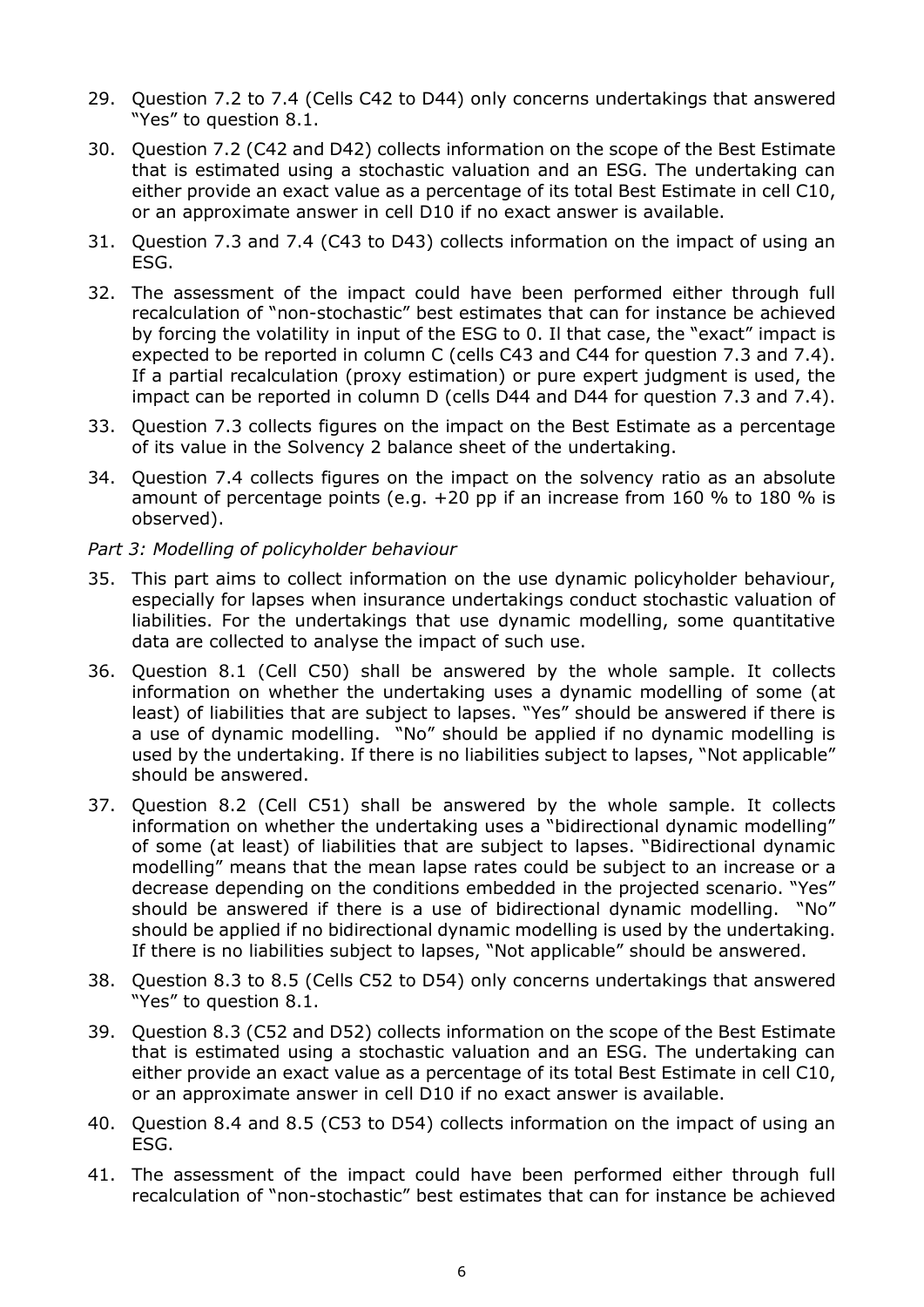29. Question 7.2 to 7.4 (Cells C42 to D44) only concerns undertakings that answered "Yes" to question 8.1.

30. Question 7.2 (C42 and D42) collects information on the scope of the Best Estimate that is estimated using a stochastic valuation and an ESG. The undertaking can either provide an exact value as a percentage of its total Best Estimate in cell C10, or an approximate answer in cell D10 if no exact answer is available.

31. Question 7.3 and 7.4 (C43 to D43) collects information on the impact of using an ESG.

32. The assessment of the impact could have been performed either through full recalculation of "non-stochastic" best estimates that can for instance be achieved by forcing the volatility in input of the ESG to 0. Il that case, the "exact" impact is expected to be reported in column C (cells C43 and C44 for question 7.3 and 7.4). If a partial recalculation (proxy estimation) or pure expert judgment is used, the impact can be reported in column D (cells D44 and D44 for question 7.3 and 7.4).

33. Question 7.3 collects figures on the impact on the Best Estimate as a percentage of its value in the Solvency 2 balance sheet of the undertaking.

34. Question 7.4 collects figures on the impact on the solvency ratio as an absolute amount of percentage points (e.g. +20 pp if an increase from 160 % to 180 % is observed).

*Part 3: Modelling of policyholder behaviour*

35. This part aims to collect information on the use dynamic policyholder behaviour, especially for lapses when insurance undertakings conduct stochastic valuation of liabilities. For the undertakings that use dynamic modelling, some quantitative data are collected to analyse the impact of such use.

36. Question 8.1 (Cell C50) shall be answered by the whole sample. It collects information on whether the undertaking uses a dynamic modelling of some (at least) of liabilities that are subject to lapses. "Yes" should be answered if there is a use of dynamic modelling. "No" should be applied if no dynamic modelling is used by the undertaking. If there is no liabilities subject to lapses, "Not applicable" should be answered.

37. Question 8.2 (Cell C51) shall be answered by the whole sample. It collects information on whether the undertaking uses a "bidirectional dynamic modelling" of some (at least) of liabilities that are subject to lapses. "Bidirectional dynamic modelling" means that the mean lapse rates could be subject to an increase or a decrease depending on the conditions embedded in the projected scenario. "Yes" should be answered if there is a use of bidirectional dynamic modelling. "No" should be applied if no bidirectional dynamic modelling is used by the undertaking. If there is no liabilities subject to lapses, "Not applicable" should be answered.

38. Question 8.3 to 8.5 (Cells C52 to D54) only concerns undertakings that answered "Yes" to question 8.1.

39. Question 8.3 (C52 and D52) collects information on the scope of the Best Estimate that is estimated using a stochastic valuation and an ESG. The undertaking can either provide an exact value as a percentage of its total Best Estimate in cell C10, or an approximate answer in cell D10 if no exact answer is available.

40. Question 8.4 and 8.5 (C53 to D54) collects information on the impact of using an ESG.

41. The assessment of the impact could have been performed either through full recalculation of "non-stochastic" best estimates that can for instance be achieved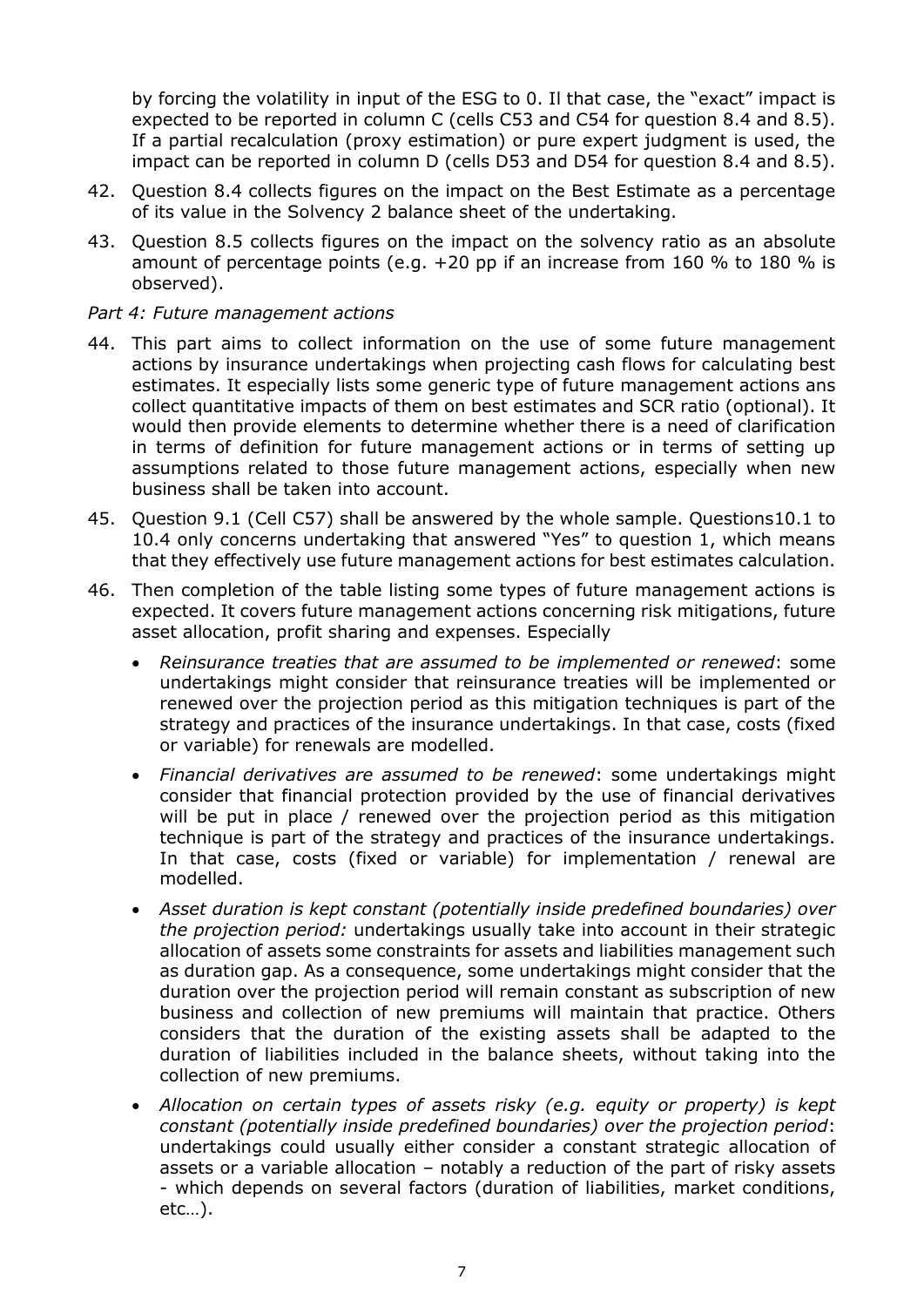by forcing the volatility in input of the ESG to 0. Il that case, the "exact" impact is expected to be reported in column C (cells C53 and C54 for question 8.4 and 8.5). If a partial recalculation (proxy estimation) or pure expert judgment is used, the impact can be reported in column D (cells D53 and D54 for question 8.4 and 8.5).

42. Question 8.4 collects figures on the impact on the Best Estimate as a percentage of its value in the Solvency 2 balance sheet of the undertaking.

43. Question 8.5 collects figures on the impact on the solvency ratio as an absolute amount of percentage points (e.g. +20 pp if an increase from 160 % to 180 % is observed).

*Part 4: Future management actions*

44. This part aims to collect information on the use of some future management actions by insurance undertakings when projecting cash flows for calculating best estimates. It especially lists some generic type of future management actions ans collect quantitative impacts of them on best estimates and SCR ratio (optional). It would then provide elements to determine whether there is a need of clarification in terms of definition for future management actions or in terms of setting up assumptions related to those future management actions, especially when new business shall be taken into account.

45. Question 9.1 (Cell C57) shall be answered by the whole sample. Questions10.1 to 10.4 only concerns undertaking that answered "Yes" to question 1, which means that they effectively use future management actions for best estimates calculation.

46. Then completion of the table listing some types of future management actions is expected. It covers future management actions concerning risk mitigations, future asset allocation, profit sharing and expenses. Especially

    - *Reinsurance treaties that are assumed to be implemented or renewed*: some undertakings might consider that reinsurance treaties will be implemented or renewed over the projection period as this mitigation techniques is part of the strategy and practices of the insurance undertakings. In that case, costs (fixed or variable) for renewals are modelled.
    - *Financial derivatives are assumed to be renewed*: some undertakings might consider that financial protection provided by the use of financial derivatives will be put in place / renewed over the projection period as this mitigation technique is part of the strategy and practices of the insurance undertakings. In that case, costs (fixed or variable) for implementation / renewal are modelled.
    - *Asset duration is kept constant (potentially inside predefined boundaries) over the projection period:* undertakings usually take into account in their strategic allocation of assets some constraints for assets and liabilities management such as duration gap. As a consequence, some undertakings might consider that the duration over the projection period will remain constant as subscription of new business and collection of new premiums will maintain that practice. Others considers that the duration of the existing assets shall be adapted to the duration of liabilities included in the balance sheets, without taking into the collection of new premiums.
    - *Allocation on certain types of assets risky (e.g. equity or property) is kept constant (potentially inside predefined boundaries) over the projection period*: undertakings could usually either consider a constant strategic allocation of assets or a variable allocation – notably a reduction of the part of risky assets - which depends on several factors (duration of liabilities, market conditions, etc…).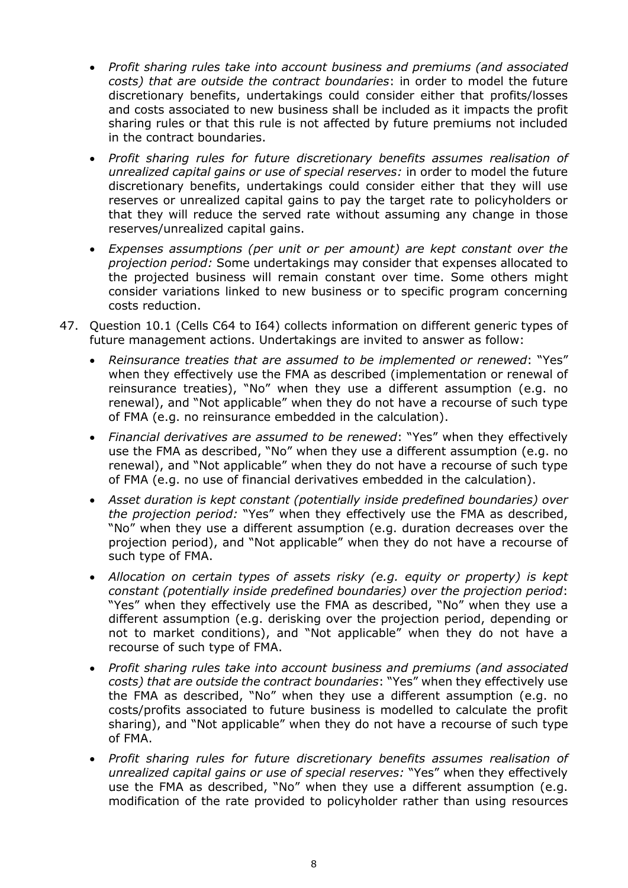- *Profit sharing rules take into account business and premiums (and associated costs) that are outside the contract boundaries*: in order to model the future discretionary benefits, undertakings could consider either that profits/losses and costs associated to new business shall be included as it impacts the profit sharing rules or that this rule is not affected by future premiums not included in the contract boundaries.
- *Profit sharing rules for future discretionary benefits assumes realisation of unrealized capital gains or use of special reserves:* in order to model the future discretionary benefits, undertakings could consider either that they will use reserves or unrealized capital gains to pay the target rate to policyholders or that they will reduce the served rate without assuming any change in those reserves/unrealized capital gains.
- *Expenses assumptions (per unit or per amount) are kept constant over the projection period:* Some undertakings may consider that expenses allocated to the projected business will remain constant over time. Some others might consider variations linked to new business or to specific program concerning costs reduction.

47. Question 10.1 (Cells C64 to I64) collects information on different generic types of future management actions. Undertakings are invited to answer as follow:
    - *Reinsurance treaties that are assumed to be implemented or renewed*: "Yes" when they effectively use the FMA as described (implementation or renewal of reinsurance treaties), "No" when they use a different assumption (e.g. no renewal), and "Not applicable" when they do not have a recourse of such type of FMA (e.g. no reinsurance embedded in the calculation).
    - *Financial derivatives are assumed to be renewed*: "Yes" when they effectively use the FMA as described, "No" when they use a different assumption (e.g. no renewal), and "Not applicable" when they do not have a recourse of such type of FMA (e.g. no use of financial derivatives embedded in the calculation).
    - *Asset duration is kept constant (potentially inside predefined boundaries) over the projection period:* "Yes" when they effectively use the FMA as described, "No" when they use a different assumption (e.g. duration decreases over the projection period), and "Not applicable" when they do not have a recourse of such type of FMA.
    - *Allocation on certain types of assets risky (e.g. equity or property) is kept constant (potentially inside predefined boundaries) over the projection period*: "Yes" when they effectively use the FMA as described, "No" when they use a different assumption (e.g. derisking over the projection period, depending or not to market conditions), and "Not applicable" when they do not have a recourse of such type of FMA.
    - *Profit sharing rules take into account business and premiums (and associated costs) that are outside the contract boundaries*: "Yes" when they effectively use the FMA as described, "No" when they use a different assumption (e.g. no costs/profits associated to future business is modelled to calculate the profit sharing), and "Not applicable" when they do not have a recourse of such type of FMA.
    - *Profit sharing rules for future discretionary benefits assumes realisation of unrealized capital gains or use of special reserves:* "Yes" when they effectively use the FMA as described, "No" when they use a different assumption (e.g. modification of the rate provided to policyholder rather than using resources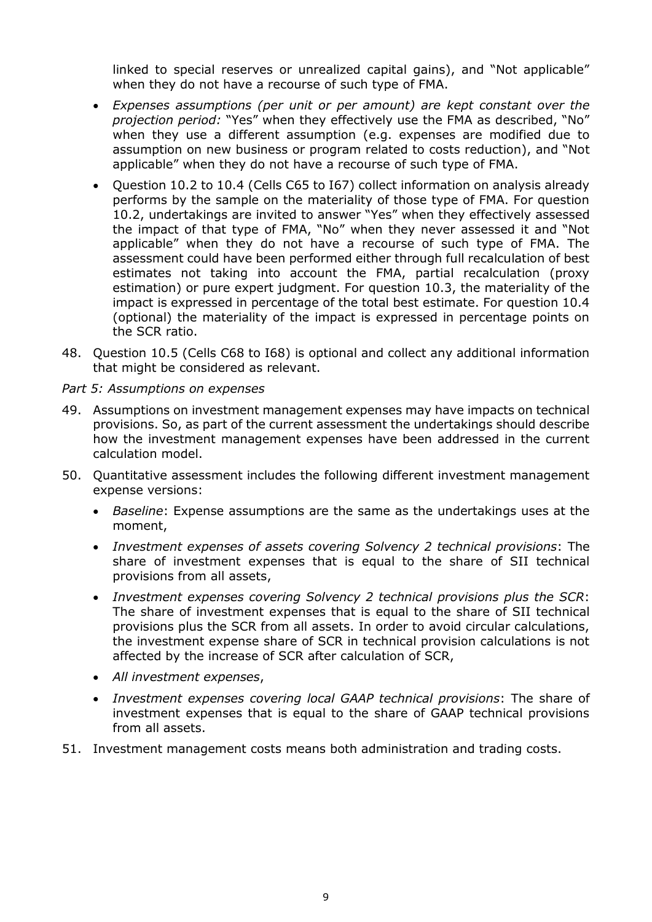linked to special reserves or unrealized capital gains), and "Not applicable" when they do not have a recourse of such type of FMA.

- *Expenses assumptions (per unit or per amount) are kept constant over the projection period:* "Yes" when they effectively use the FMA as described, "No" when they use a different assumption (e.g. expenses are modified due to assumption on new business or program related to costs reduction), and "Not applicable" when they do not have a recourse of such type of FMA.
- Question 10.2 to 10.4 (Cells C65 to I67) collect information on analysis already performs by the sample on the materiality of those type of FMA. For question 10.2, undertakings are invited to answer "Yes" when they effectively assessed the impact of that type of FMA, "No" when they never assessed it and "Not applicable" when they do not have a recourse of such type of FMA. The assessment could have been performed either through full recalculation of best estimates not taking into account the FMA, partial recalculation (proxy estimation) or pure expert judgment. For question 10.3, the materiality of the impact is expressed in percentage of the total best estimate. For question 10.4 (optional) the materiality of the impact is expressed in percentage points on the SCR ratio.

48. Question 10.5 (Cells C68 to I68) is optional and collect any additional information that might be considered as relevant.

*Part 5: Assumptions on expenses*

49. Assumptions on investment management expenses may have impacts on technical provisions. So, as part of the current assessment the undertakings should describe how the investment management expenses have been addressed in the current calculation model.

50. Quantitative assessment includes the following different investment management expense versions:
    - *Baseline*: Expense assumptions are the same as the undertakings uses at the moment,
    - *Investment expenses of assets covering Solvency 2 technical provisions*: The share of investment expenses that is equal to the share of SII technical provisions from all assets,
    - *Investment expenses covering Solvency 2 technical provisions plus the SCR*: The share of investment expenses that is equal to the share of SII technical provisions plus the SCR from all assets. In order to avoid circular calculations, the investment expense share of SCR in technical provision calculations is not affected by the increase of SCR after calculation of SCR,
    - *All investment expenses*,
    - *Investment expenses covering local GAAP technical provisions*: The share of investment expenses that is equal to the share of GAAP technical provisions from all assets.

51. Investment management costs means both administration and trading costs.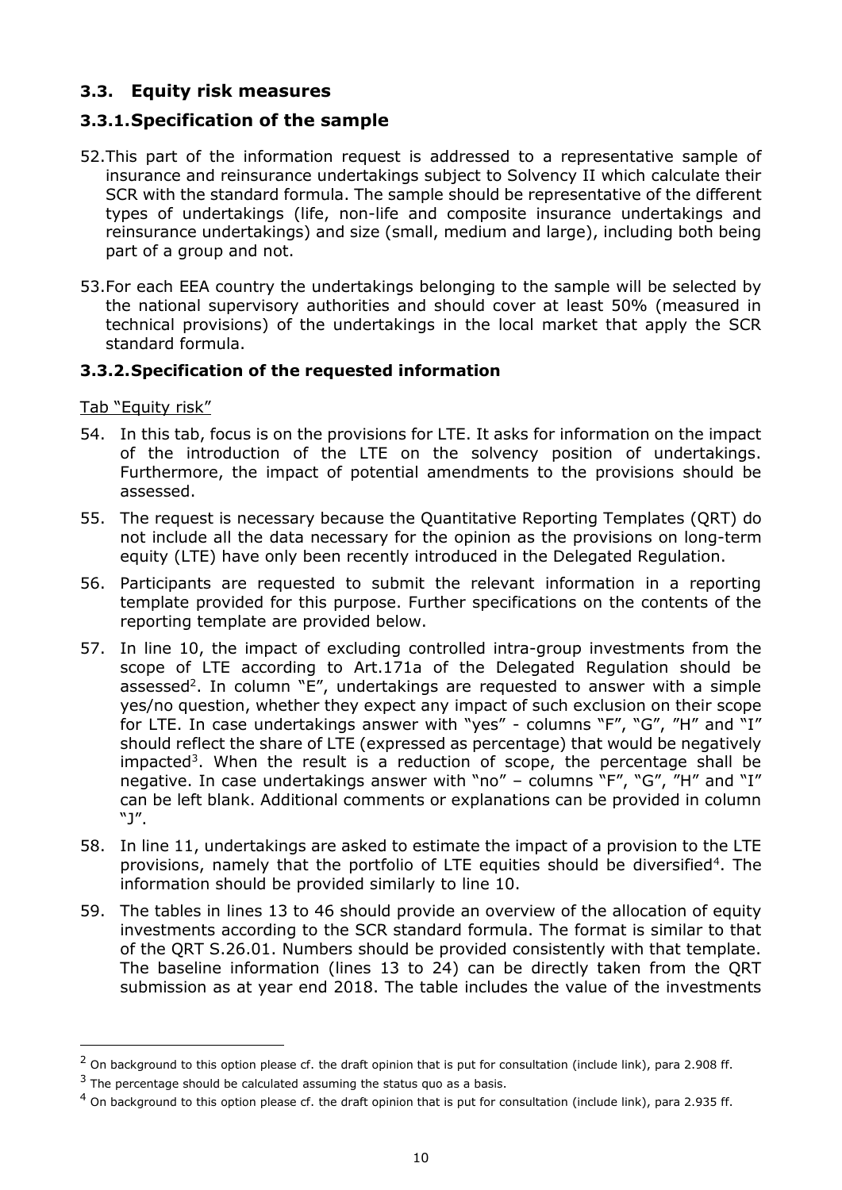## 3.3. Equity risk measures

### 3.3.1. Specification of the sample

52. This part of the information request is addressed to a representative sample of insurance and reinsurance undertakings subject to Solvency II which calculate their SCR with the standard formula. The sample should be representative of the different types of undertakings (life, non-life and composite insurance undertakings and reinsurance undertakings) and size (small, medium and large), including both being part of a group and not.

53. For each EEA country the undertakings belonging to the sample will be selected by the national supervisory authorities and should cover at least 50% (measured in technical provisions) of the undertakings in the local market that apply the SCR standard formula.

### 3.3.2. Specification of the requested information

Tab "Equity risk"

54. In this tab, focus is on the provisions for LTE. It asks for information on the impact of the introduction of the LTE on the solvency position of undertakings. Furthermore, the impact of potential amendments to the provisions should be assessed.

55. The request is necessary because the Quantitative Reporting Templates (QRT) do not include all the data necessary for the opinion as the provisions on long-term equity (LTE) have only been recently introduced in the Delegated Regulation.

56. Participants are requested to submit the relevant information in a reporting template provided for this purpose. Further specifications on the contents of the reporting template are provided below.

57. In line 10, the impact of excluding controlled intra-group investments from the scope of LTE according to Art.171a of the Delegated Regulation should be assessed[2]. In column "E", undertakings are requested to answer with a simple yes/no question, whether they expect any impact of such exclusion on their scope for LTE. In case undertakings answer with "yes" - columns "F", "G", "H" and "I" should reflect the share of LTE (expressed as percentage) that would be negatively impacted[3]. When the result is a reduction of scope, the percentage shall be negative. In case undertakings answer with "no" – columns "F", "G", "H" and "I" can be left blank. Additional comments or explanations can be provided in column "J".

58. In line 11, undertakings are asked to estimate the impact of a provision to the LTE provisions, namely that the portfolio of LTE equities should be diversified[4]. The information should be provided similarly to line 10.

59. The tables in lines 13 to 46 should provide an overview of the allocation of equity investments according to the SCR standard formula. The format is similar to that of the QRT S.26.01. Numbers should be provided consistently with that template. The baseline information (lines 13 to 24) can be directly taken from the QRT submission as at year end 2018. The table includes the value of the investments

---

[2] On background to this option please cf. the draft opinion that is put for consultation (include link), para 2.908 ff.

[3] The percentage should be calculated assuming the status quo as a basis.

[4] On background to this option please cf. the draft opinion that is put for consultation (include link), para 2.935 ff.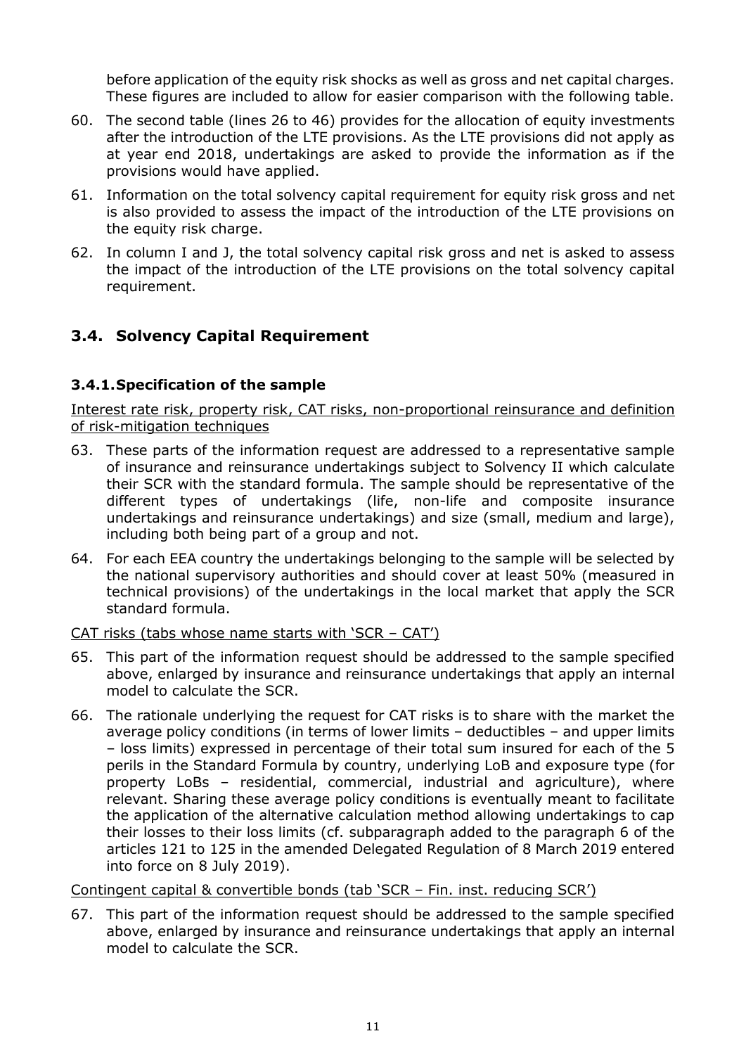before application of the equity risk shocks as well as gross and net capital charges. These figures are included to allow for easier comparison with the following table.

60. The second table (lines 26 to 46) provides for the allocation of equity investments after the introduction of the LTE provisions. As the LTE provisions did not apply as at year end 2018, undertakings are asked to provide the information as if the provisions would have applied.
61. Information on the total solvency capital requirement for equity risk gross and net is also provided to assess the impact of the introduction of the LTE provisions on the equity risk charge.
62. In column I and J, the total solvency capital risk gross and net is asked to assess the impact of the introduction of the LTE provisions on the total solvency capital requirement.

## 3.4. Solvency Capital Requirement

### 3.4.1. Specification of the sample

Interest rate risk, property risk, CAT risks, non-proportional reinsurance and definition of risk-mitigation techniques

63. These parts of the information request are addressed to a representative sample of insurance and reinsurance undertakings subject to Solvency II which calculate their SCR with the standard formula. The sample should be representative of the different types of undertakings (life, non-life and composite insurance undertakings and reinsurance undertakings) and size (small, medium and large), including both being part of a group and not.
64. For each EEA country the undertakings belonging to the sample will be selected by the national supervisory authorities and should cover at least 50% (measured in technical provisions) of the undertakings in the local market that apply the SCR standard formula.

CAT risks (tabs whose name starts with 'SCR – CAT')

65. This part of the information request should be addressed to the sample specified above, enlarged by insurance and reinsurance undertakings that apply an internal model to calculate the SCR.
66. The rationale underlying the request for CAT risks is to share with the market the average policy conditions (in terms of lower limits – deductibles – and upper limits – loss limits) expressed in percentage of their total sum insured for each of the 5 perils in the Standard Formula by country, underlying LoB and exposure type (for property LoBs – residential, commercial, industrial and agriculture), where relevant. Sharing these average policy conditions is eventually meant to facilitate the application of the alternative calculation method allowing undertakings to cap their losses to their loss limits (cf. subparagraph added to the paragraph 6 of the articles 121 to 125 in the amended Delegated Regulation of 8 March 2019 entered into force on 8 July 2019).

Contingent capital & convertible bonds (tab 'SCR – Fin. inst. reducing SCR')

67. This part of the information request should be addressed to the sample specified above, enlarged by insurance and reinsurance undertakings that apply an internal model to calculate the SCR.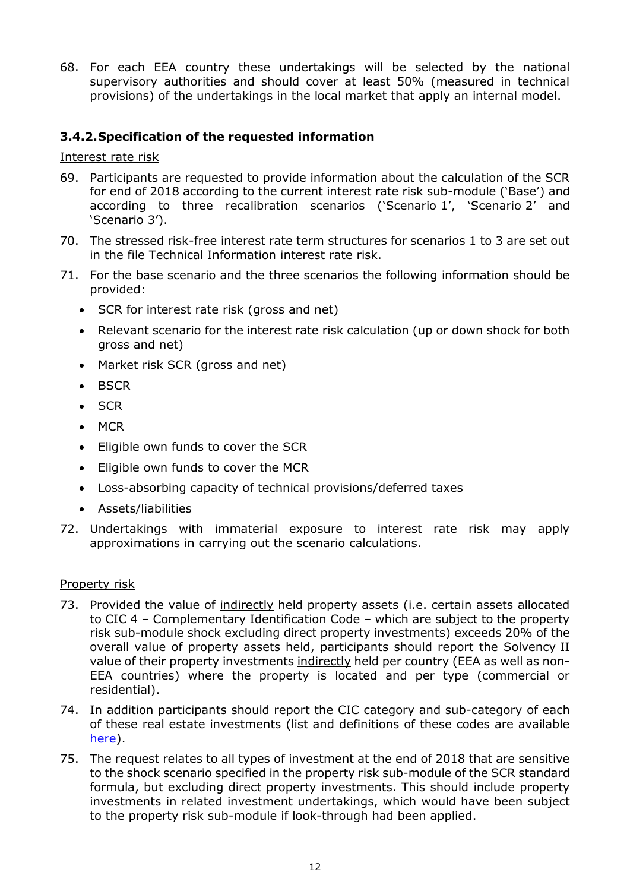68. For each EEA country these undertakings will be selected by the national supervisory authorities and should cover at least 50% (measured in technical provisions) of the undertakings in the local market that apply an internal model.

### 3.4.2. Specification of the requested information

Interest rate risk

69. Participants are requested to provide information about the calculation of the SCR for end of 2018 according to the current interest rate risk sub-module ('Base') and according to three recalibration scenarios ('Scenario 1', 'Scenario 2' and 'Scenario 3').

70. The stressed risk-free interest rate term structures for scenarios 1 to 3 are set out in the file Technical Information interest rate risk.

71. For the base scenario and the three scenarios the following information should be provided:
    - SCR for interest rate risk (gross and net)
    - Relevant scenario for the interest rate risk calculation (up or down shock for both gross and net)
    - Market risk SCR (gross and net)
    - BSCR
    - SCR
    - MCR
    - Eligible own funds to cover the SCR
    - Eligible own funds to cover the MCR
    - Loss-absorbing capacity of technical provisions/deferred taxes
    - Assets/liabilities

72. Undertakings with immaterial exposure to interest rate risk may apply approximations in carrying out the scenario calculations.

Property risk

73. Provided the value of indirectly held property assets (i.e. certain assets allocated to CIC 4 – Complementary Identification Code – which are subject to the property risk sub-module shock excluding direct property investments) exceeds 20% of the overall value of property assets held, participants should report the Solvency II value of their property investments indirectly held per country (EEA as well as non-EEA countries) where the property is located and per type (commercial or residential).

74. In addition participants should report the CIC category and sub-category of each of these real estate investments (list and definitions of these codes are available here).

75. The request relates to all types of investment at the end of 2018 that are sensitive to the shock scenario specified in the property risk sub-module of the SCR standard formula, but excluding direct property investments. This should include property investments in related investment undertakings, which would have been subject to the property risk sub-module if look-through had been applied.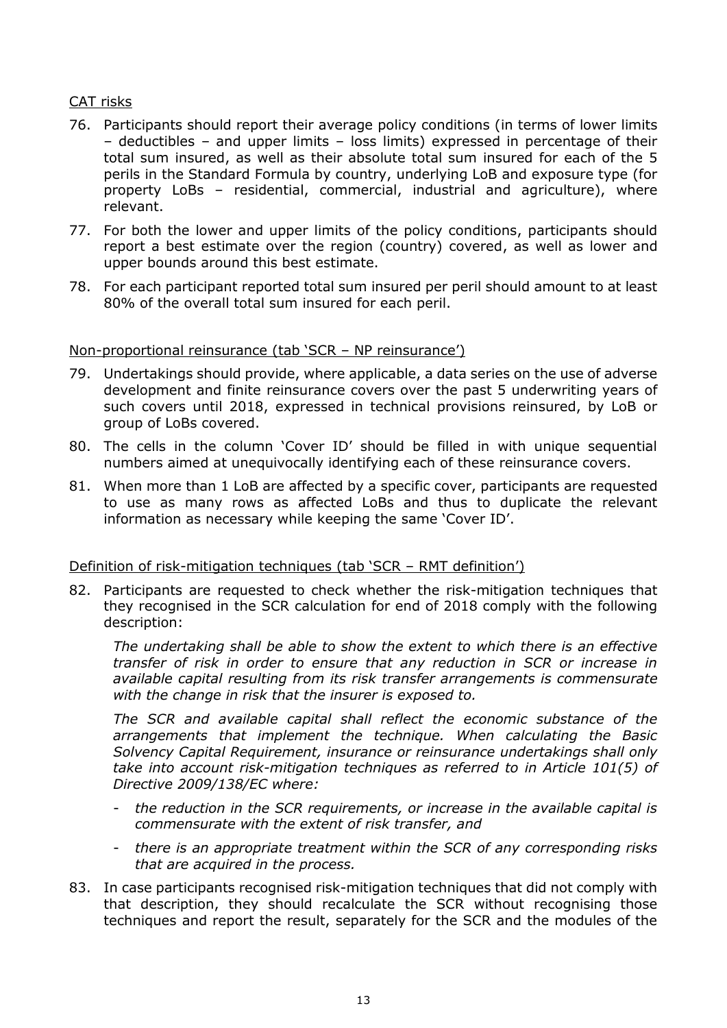CAT risks

76. Participants should report their average policy conditions (in terms of lower limits – deductibles – and upper limits – loss limits) expressed in percentage of their total sum insured, as well as their absolute total sum insured for each of the 5 perils in the Standard Formula by country, underlying LoB and exposure type (for property LoBs – residential, commercial, industrial and agriculture), where relevant.

77. For both the lower and upper limits of the policy conditions, participants should report a best estimate over the region (country) covered, as well as lower and upper bounds around this best estimate.

78. For each participant reported total sum insured per peril should amount to at least 80% of the overall total sum insured for each peril.

Non-proportional reinsurance (tab 'SCR – NP reinsurance')

79. Undertakings should provide, where applicable, a data series on the use of adverse development and finite reinsurance covers over the past 5 underwriting years of such covers until 2018, expressed in technical provisions reinsured, by LoB or group of LoBs covered.

80. The cells in the column 'Cover ID' should be filled in with unique sequential numbers aimed at unequivocally identifying each of these reinsurance covers.

81. When more than 1 LoB are affected by a specific cover, participants are requested to use as many rows as affected LoBs and thus to duplicate the relevant information as necessary while keeping the same 'Cover ID'.

Definition of risk-mitigation techniques (tab 'SCR – RMT definition')

82. Participants are requested to check whether the risk-mitigation techniques that they recognised in the SCR calculation for end of 2018 comply with the following description:

    *The undertaking shall be able to show the extent to which there is an effective transfer of risk in order to ensure that any reduction in SCR or increase in available capital resulting from its risk transfer arrangements is commensurate with the change in risk that the insurer is exposed to.*

    *The SCR and available capital shall reflect the economic substance of the arrangements that implement the technique. When calculating the Basic Solvency Capital Requirement, insurance or reinsurance undertakings shall only take into account risk-mitigation techniques as referred to in Article 101(5) of Directive 2009/138/EC where:*

    - *the reduction in the SCR requirements, or increase in the available capital is commensurate with the extent of risk transfer, and*
    - *there is an appropriate treatment within the SCR of any corresponding risks that are acquired in the process.*

83. In case participants recognised risk-mitigation techniques that did not comply with that description, they should recalculate the SCR without recognising those techniques and report the result, separately for the SCR and the modules of the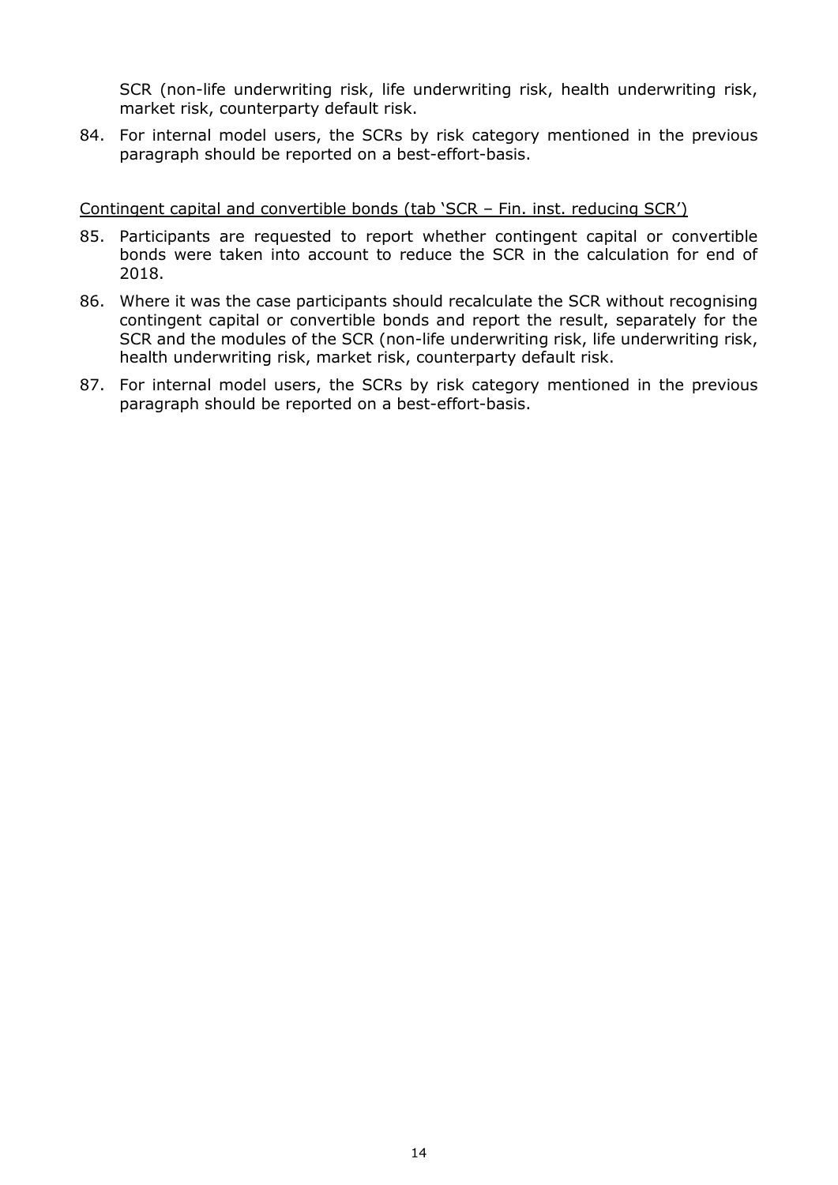SCR (non-life underwriting risk, life underwriting risk, health underwriting risk, market risk, counterparty default risk.

84. For internal model users, the SCRs by risk category mentioned in the previous paragraph should be reported on a best-effort-basis.

Contingent capital and convertible bonds (tab 'SCR – Fin. inst. reducing SCR')

85. Participants are requested to report whether contingent capital or convertible bonds were taken into account to reduce the SCR in the calculation for end of 2018.

86. Where it was the case participants should recalculate the SCR without recognising contingent capital or convertible bonds and report the result, separately for the SCR and the modules of the SCR (non-life underwriting risk, life underwriting risk, health underwriting risk, market risk, counterparty default risk.

87. For internal model users, the SCRs by risk category mentioned in the previous paragraph should be reported on a best-effort-basis.